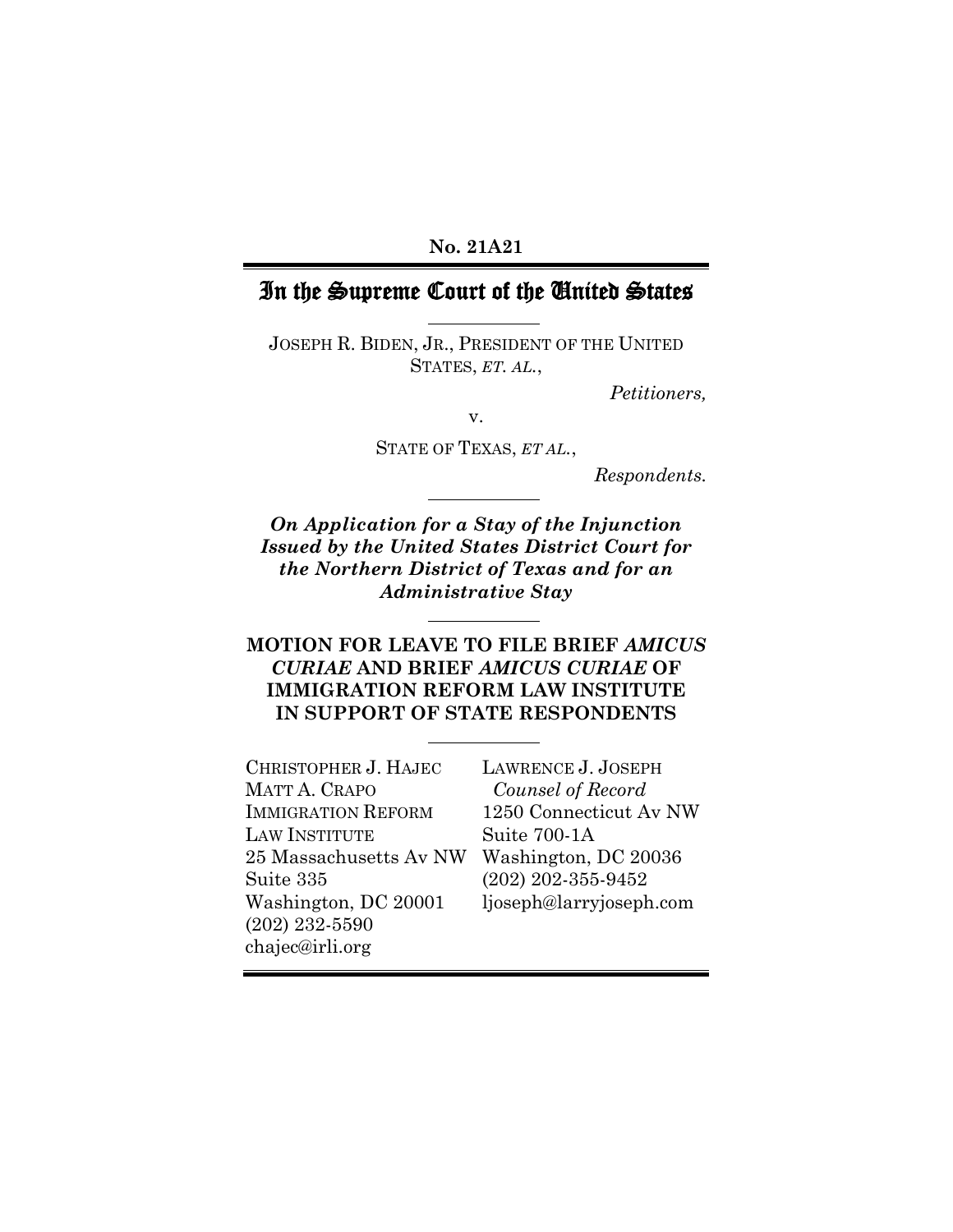**No. 21A21**

# In the Supreme Court of the United States

JOSEPH R. BIDEN, JR., PRESIDENT OF THE UNITED STATES, *ET. AL.*,

*Petitioners,*

v.

STATE OF TEXAS, *ET AL.*,

*Respondents.*

***On Application for a Stay of the Injunction Issued by the United States District Court for the Northern District of Texas and for an Administrative Stay***

**MOTION FOR LEAVE TO FILE BRIEF *AMICUS CURIAE* AND BRIEF *AMICUS CURIAE* OF IMMIGRATION REFORM LAW INSTITUTE IN SUPPORT OF STATE RESPONDENTS**

CHRISTOPHER J. HAJEC
MATT A. CRAPO
IMMIGRATION REFORM LAW INSTITUTE
25 Massachusetts Av NW
Suite 335
Washington, DC 20001
(202) 232-5590
chajec@irli.org

LAWRENCE J. JOSEPH
*Counsel of Record*
1250 Connecticut Av NW
Suite 700-1A
Washington, DC 20036
(202) 202-355-9452
ljoseph@larryjoseph.com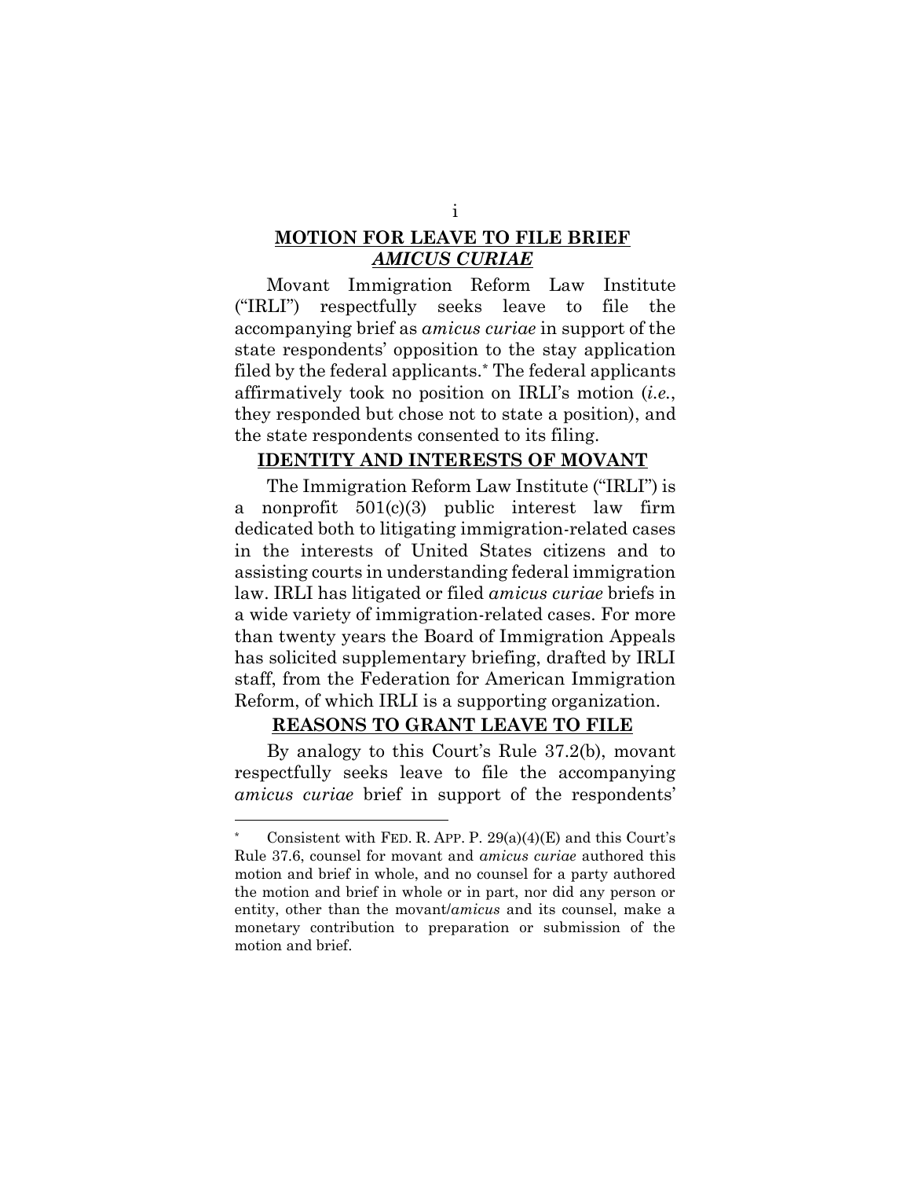## **MOTION FOR LEAVE TO FILE BRIEF *AMICUS CURIAE***

Movant Immigration Reform Law Institute ("IRLI") respectfully seeks leave to file the accompanying brief as *amicus curiae* in support of the state respondents' opposition to the stay application filed by the federal applicants.* The federal applicants affirmatively took no position on IRLI's motion (*i.e.*, they responded but chose not to state a position), and the state respondents consented to its filing.

## **IDENTITY AND INTERESTS OF MOVANT**

The Immigration Reform Law Institute ("IRLI") is a nonprofit 501(c)(3) public interest law firm dedicated both to litigating immigration-related cases in the interests of United States citizens and to assisting courts in understanding federal immigration law. IRLI has litigated or filed *amicus curiae* briefs in a wide variety of immigration-related cases. For more than twenty years the Board of Immigration Appeals has solicited supplementary briefing, drafted by IRLI staff, from the Federation for American Immigration Reform, of which IRLI is a supporting organization.

## **REASONS TO GRANT LEAVE TO FILE**

By analogy to this Court's Rule 37.2(b), movant respectfully seeks leave to file the accompanying *amicus curiae* brief in support of the respondents'

---

\* Consistent with FED. R. APP. P. 29(a)(4)(E) and this Court's Rule 37.6, counsel for movant and *amicus curiae* authored this motion and brief in whole, and no counsel for a party authored the motion and brief in whole or in part, nor did any person or entity, other than the movant/*amicus* and its counsel, make a monetary contribution to preparation or submission of the motion and brief.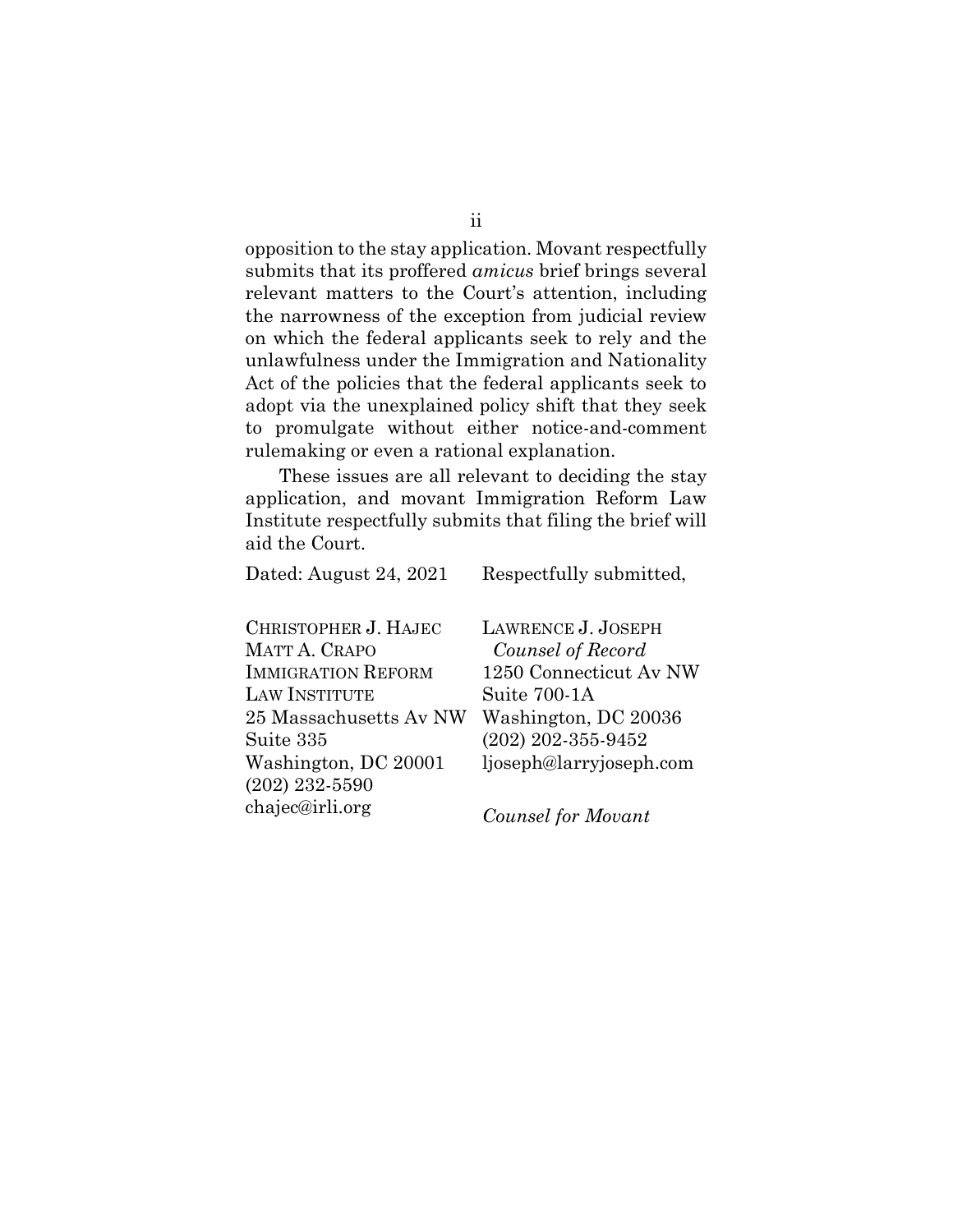opposition to the stay application. Movant respectfully submits that its proffered *amicus* brief brings several relevant matters to the Court's attention, including the narrowness of the exception from judicial review on which the federal applicants seek to rely and the unlawfulness under the Immigration and Nationality Act of the policies that the federal applicants seek to adopt via the unexplained policy shift that they seek to promulgate without either notice-and-comment rulemaking or even a rational explanation.

These issues are all relevant to deciding the stay application, and movant Immigration Reform Law Institute respectfully submits that filing the brief will aid the Court.

Dated: August 24, 2021

Respectfully submitted,

CHRISTOPHER J. HAJEC
MATT A. CRAPO
IMMIGRATION REFORM LAW INSTITUTE
25 Massachusetts Av NW
Suite 335
Washington, DC 20001
(202) 232-5590
chajec@irli.org

LAWRENCE J. JOSEPH
*Counsel of Record*
1250 Connecticut Av NW
Suite 700-1A
Washington, DC 20036
(202) 202-355-9452
ljoseph@larryjoseph.com

*Counsel for Movant*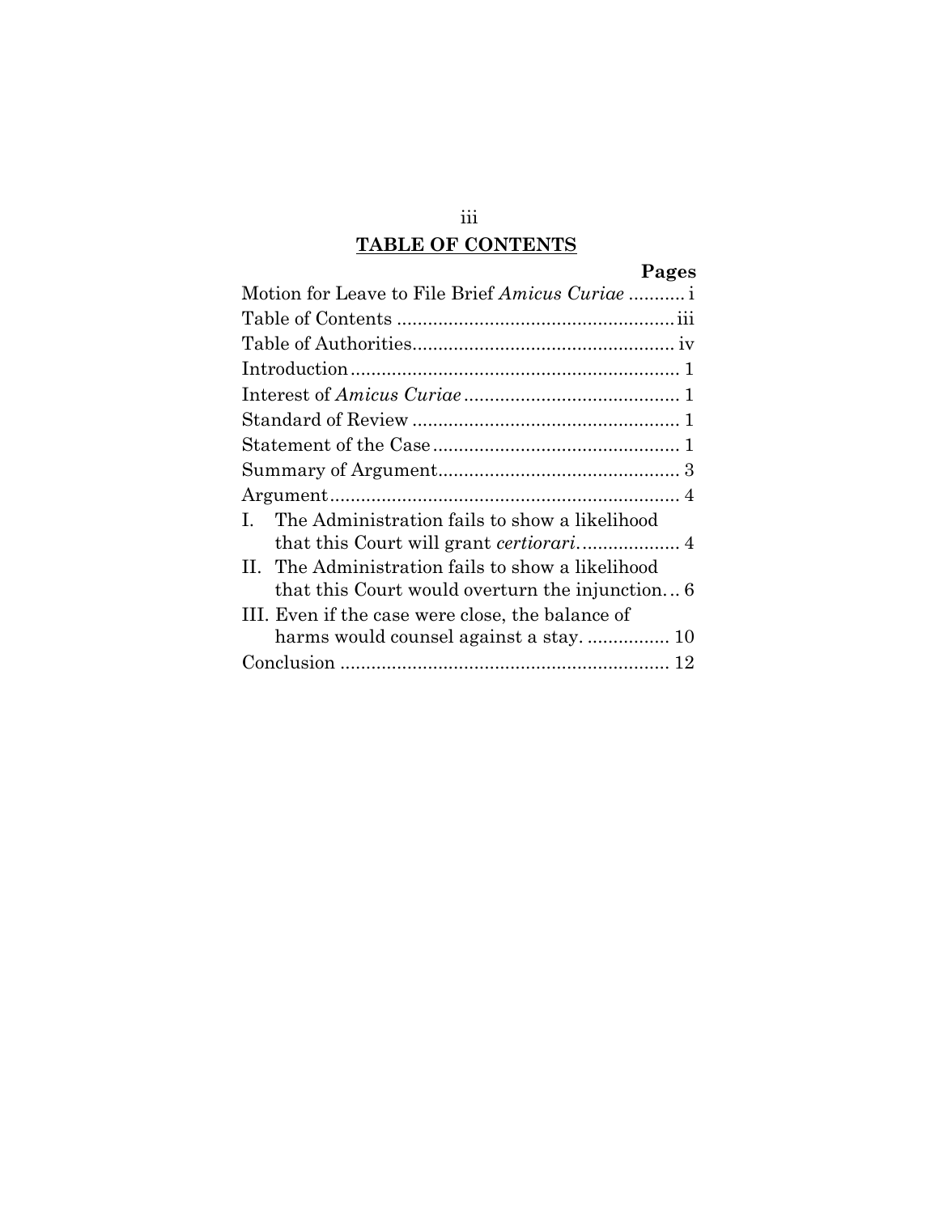## TABLE OF CONTENTS

| | Pages |
|---|---|
| Motion for Leave to File Brief *Amicus Curiae* | i |
| Table of Contents | iii |
| Table of Authorities | iv |
| Introduction | 1 |
| Interest of *Amicus Curiae* | 1 |
| Standard of Review | 1 |
| Statement of the Case | 1 |
| Summary of Argument | 3 |
| Argument | 4 |
| I. The Administration fails to show a likelihood that this Court will grant *certiorari* | 4 |
| II. The Administration fails to show a likelihood that this Court would overturn the injunction | 6 |
| III. Even if the case were close, the balance of harms would counsel against a stay. | 10 |
| Conclusion | 12 |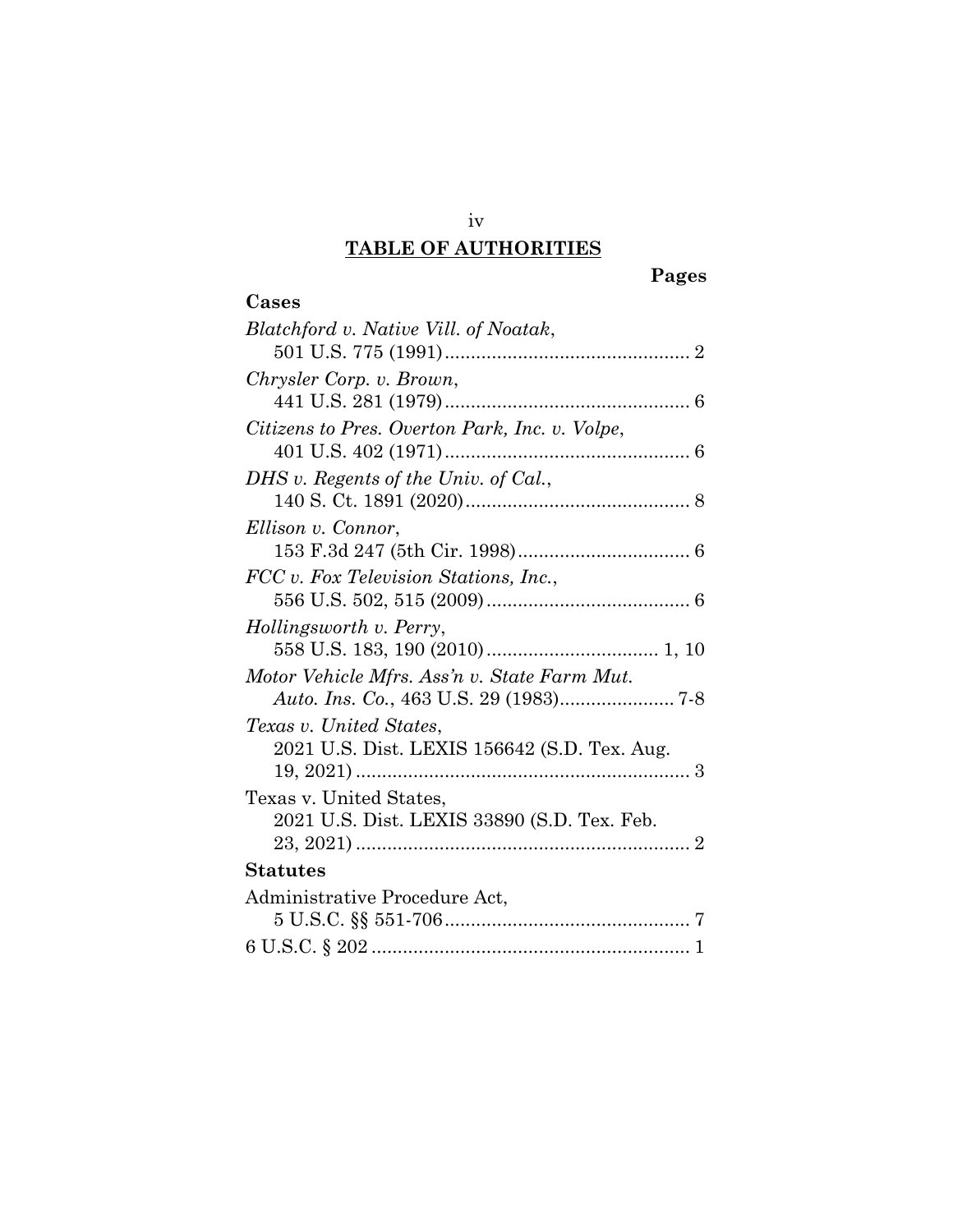## TABLE OF AUTHORITIES

**Pages**

### Cases

*Blatchford v. Native Vill. of Noatak*, 501 U.S. 775 (1991) ... 2

*Chrysler Corp. v. Brown*, 441 U.S. 281 (1979) ... 6

*Citizens to Pres. Overton Park, Inc. v. Volpe*, 401 U.S. 402 (1971) ... 6

*DHS v. Regents of the Univ. of Cal.*, 140 S. Ct. 1891 (2020) ... 8

*Ellison v. Connor*, 153 F.3d 247 (5th Cir. 1998) ... 6

*FCC v. Fox Television Stations, Inc.*, 556 U.S. 502, 515 (2009) ... 6

*Hollingsworth v. Perry*, 558 U.S. 183, 190 (2010) ... 1, 10

*Motor Vehicle Mfrs. Ass'n v. State Farm Mut. Auto. Ins. Co.*, 463 U.S. 29 (1983) ... 7-8

*Texas v. United States*, 2021 U.S. Dist. LEXIS 156642 (S.D. Tex. Aug. 19, 2021) ... 3

Texas v. United States, 2021 U.S. Dist. LEXIS 33890 (S.D. Tex. Feb. 23, 2021) ... 2

### Statutes

Administrative Procedure Act, 5 U.S.C. §§ 551-706 ... 7

6 U.S.C. § 202 ... 1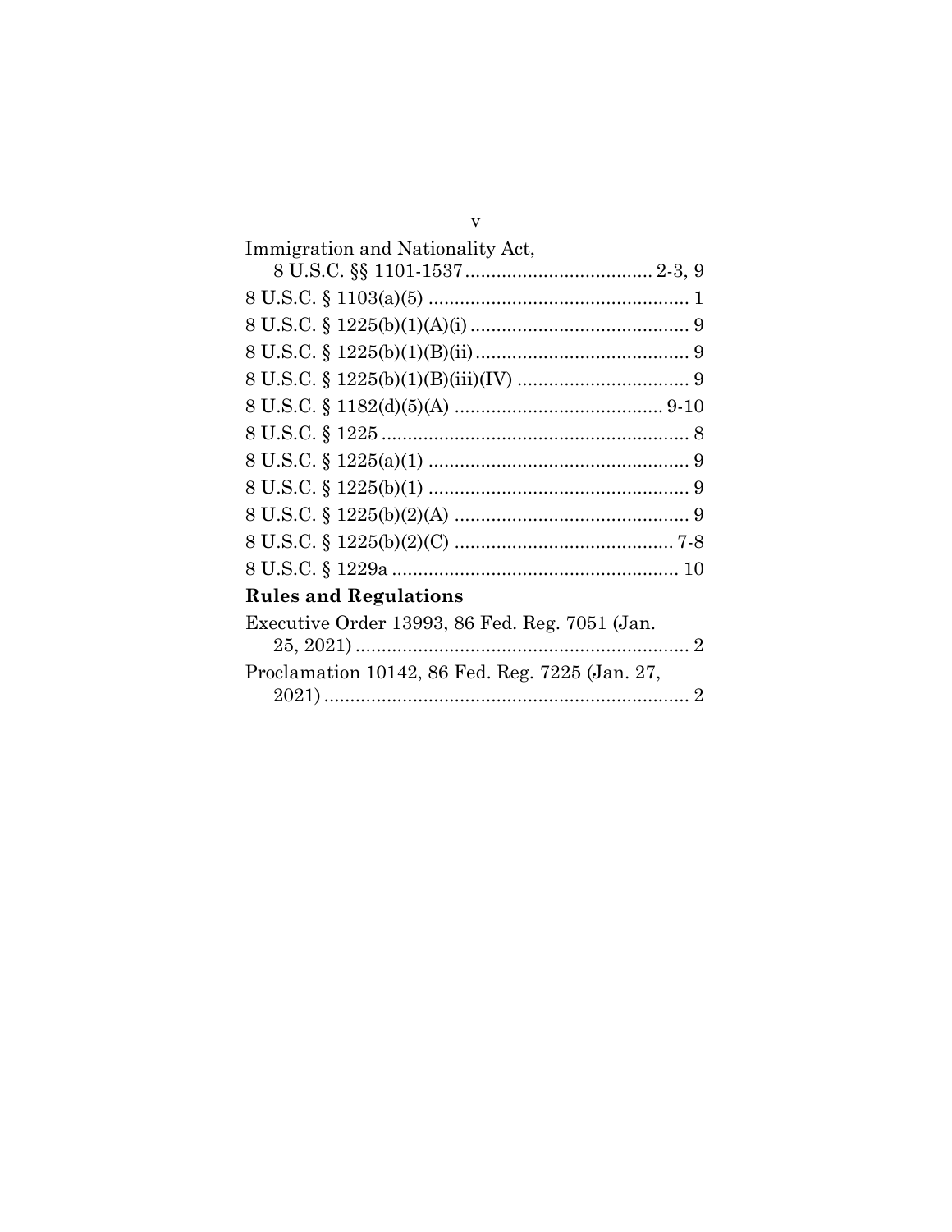Immigration and Nationality Act,
8 U.S.C. §§ 1101-1537 .................................... 2-3, 9

8 U.S.C. § 1103(a)(5) .................................................. 1

8 U.S.C. § 1225(b)(1)(A)(i) .......................................... 9

8 U.S.C. § 1225(b)(1)(B)(ii) ......................................... 9

8 U.S.C. § 1225(b)(1)(B)(iii)(IV) ................................. 9

8 U.S.C. § 1182(d)(5)(A) ........................................ 9-10

8 U.S.C. § 1225 ........................................................... 8

8 U.S.C. § 1225(a)(1) .................................................. 9

8 U.S.C. § 1225(b)(1) .................................................. 9

8 U.S.C. § 1225(b)(2)(A) ............................................. 9

8 U.S.C. § 1225(b)(2)(C) .......................................... 7-8

8 U.S.C. § 1229a ....................................................... 10

**Rules and Regulations**

Executive Order 13993, 86 Fed. Reg. 7051 (Jan. 25, 2021) ................................................................ 2

Proclamation 10142, 86 Fed. Reg. 7225 (Jan. 27, 2021) ...................................................................... 2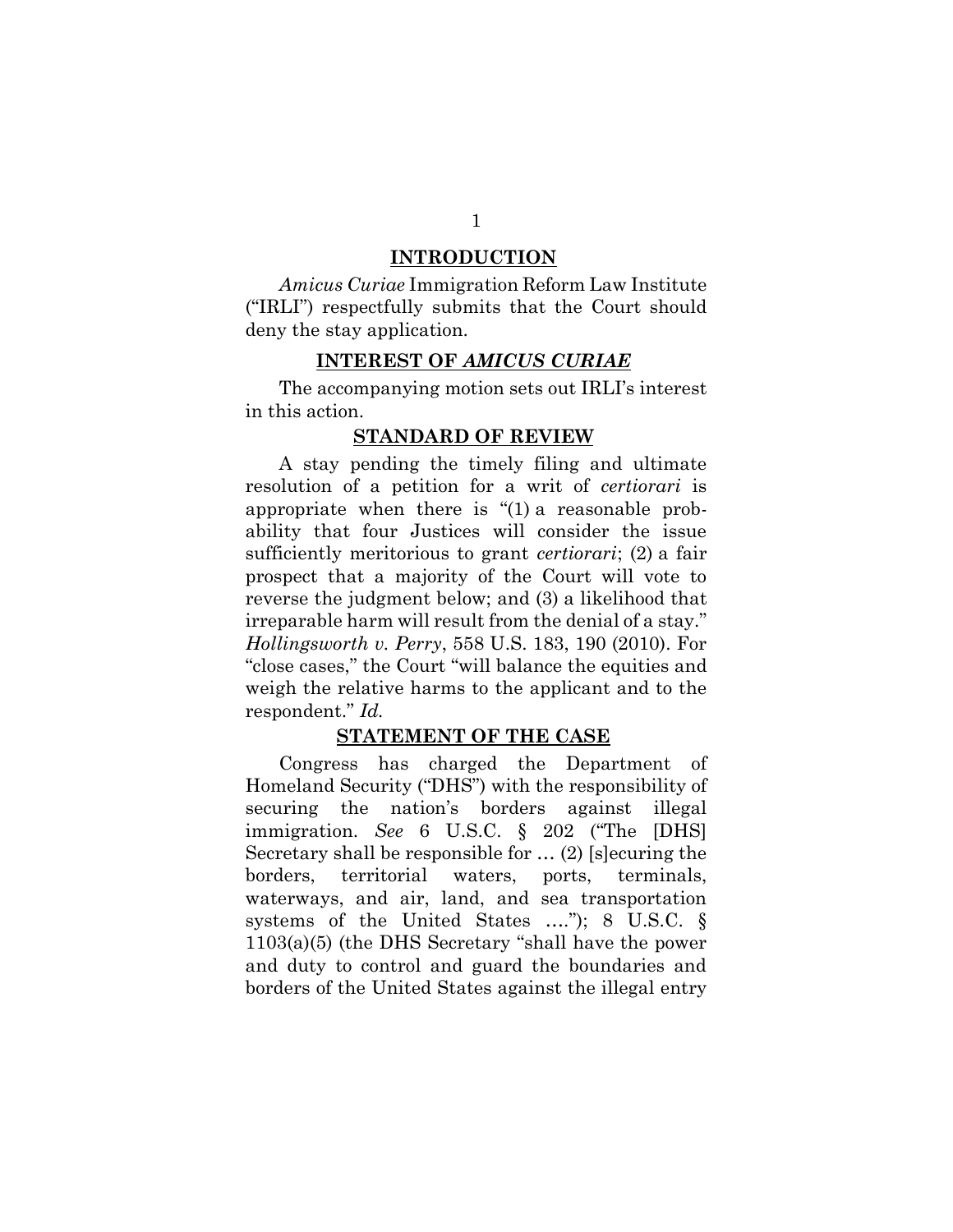## INTRODUCTION

*Amicus Curiae* Immigration Reform Law Institute ("IRLI") respectfully submits that the Court should deny the stay application.

## INTEREST OF *AMICUS CURIAE*

The accompanying motion sets out IRLI's interest in this action.

## STANDARD OF REVIEW

A stay pending the timely filing and ultimate resolution of a petition for a writ of *certiorari* is appropriate when there is "(1) a reasonable probability that four Justices will consider the issue sufficiently meritorious to grant *certiorari*; (2) a fair prospect that a majority of the Court will vote to reverse the judgment below; and (3) a likelihood that irreparable harm will result from the denial of a stay." *Hollingsworth v. Perry*, 558 U.S. 183, 190 (2010). For "close cases," the Court "will balance the equities and weigh the relative harms to the applicant and to the respondent." *Id.*

## STATEMENT OF THE CASE

Congress has charged the Department of Homeland Security ("DHS") with the responsibility of securing the nation's borders against illegal immigration. *See* 6 U.S.C. § 202 ("The [DHS] Secretary shall be responsible for … (2) [s]ecuring the borders, territorial waters, ports, terminals, waterways, and air, land, and sea transportation systems of the United States …."); 8 U.S.C. § 1103(a)(5) (the DHS Secretary "shall have the power and duty to control and guard the boundaries and borders of the United States against the illegal entry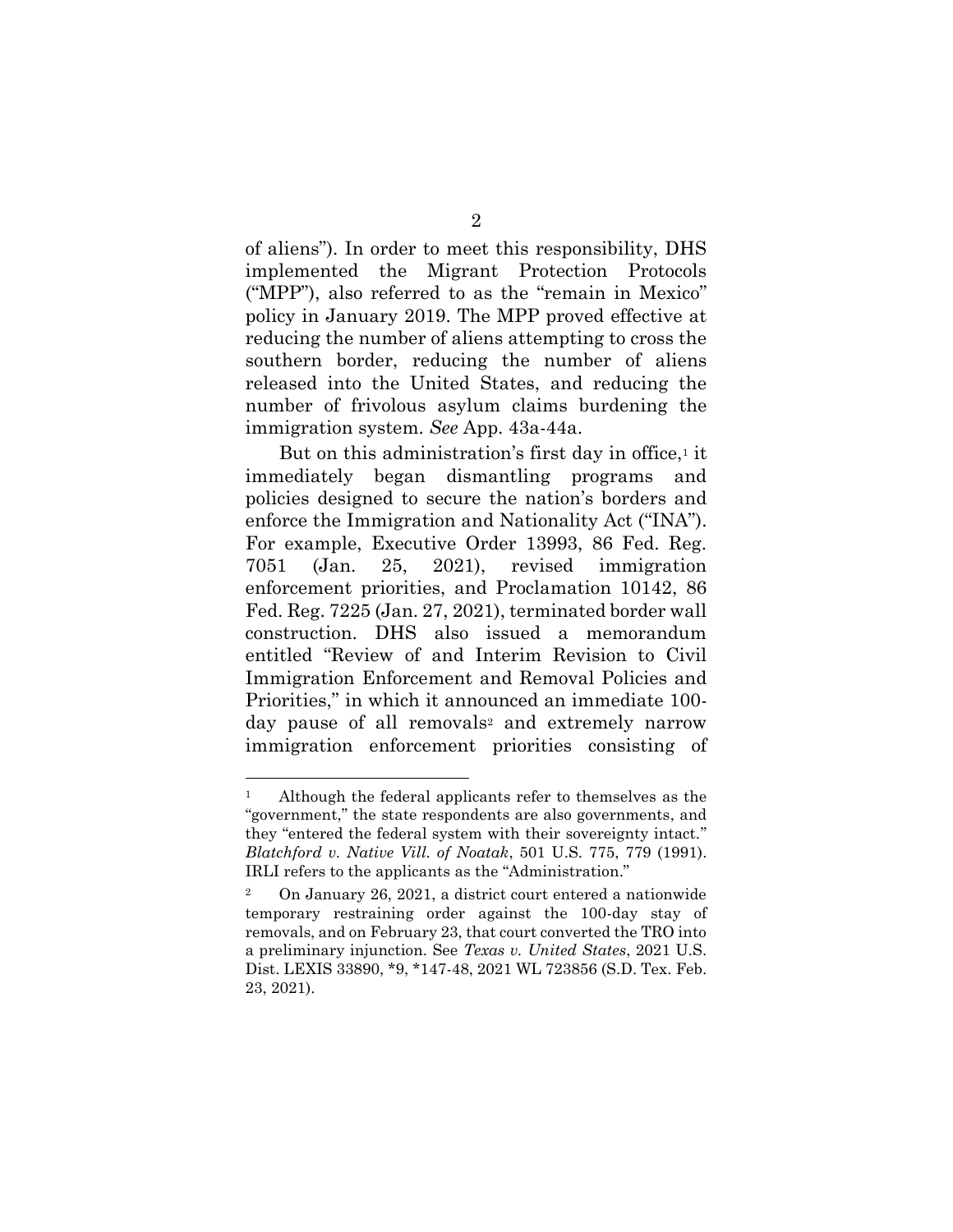of aliens"). In order to meet this responsibility, DHS implemented the Migrant Protection Protocols ("MPP"), also referred to as the "remain in Mexico" policy in January 2019. The MPP proved effective at reducing the number of aliens attempting to cross the southern border, reducing the number of aliens released into the United States, and reducing the number of frivolous asylum claims burdening the immigration system. *See* App. 43a-44a.

But on this administration's first day in office,[1] it immediately began dismantling programs and policies designed to secure the nation's borders and enforce the Immigration and Nationality Act ("INA"). For example, Executive Order 13993, 86 Fed. Reg. 7051 (Jan. 25, 2021), revised immigration enforcement priorities, and Proclamation 10142, 86 Fed. Reg. 7225 (Jan. 27, 2021), terminated border wall construction. DHS also issued a memorandum entitled "Review of and Interim Revision to Civil Immigration Enforcement and Removal Policies and Priorities," in which it announced an immediate 100-day pause of all removals[2] and extremely narrow immigration enforcement priorities consisting of

---

[1] Although the federal applicants refer to themselves as the "government," the state respondents are also governments, and they "entered the federal system with their sovereignty intact." *Blatchford v. Native Vill. of Noatak*, 501 U.S. 775, 779 (1991). IRLI refers to the applicants as the "Administration."

[2] On January 26, 2021, a district court entered a nationwide temporary restraining order against the 100-day stay of removals, and on February 23, that court converted the TRO into a preliminary injunction. See *Texas v. United States*, 2021 U.S. Dist. LEXIS 33890, *9, *147-48, 2021 WL 723856 (S.D. Tex. Feb. 23, 2021).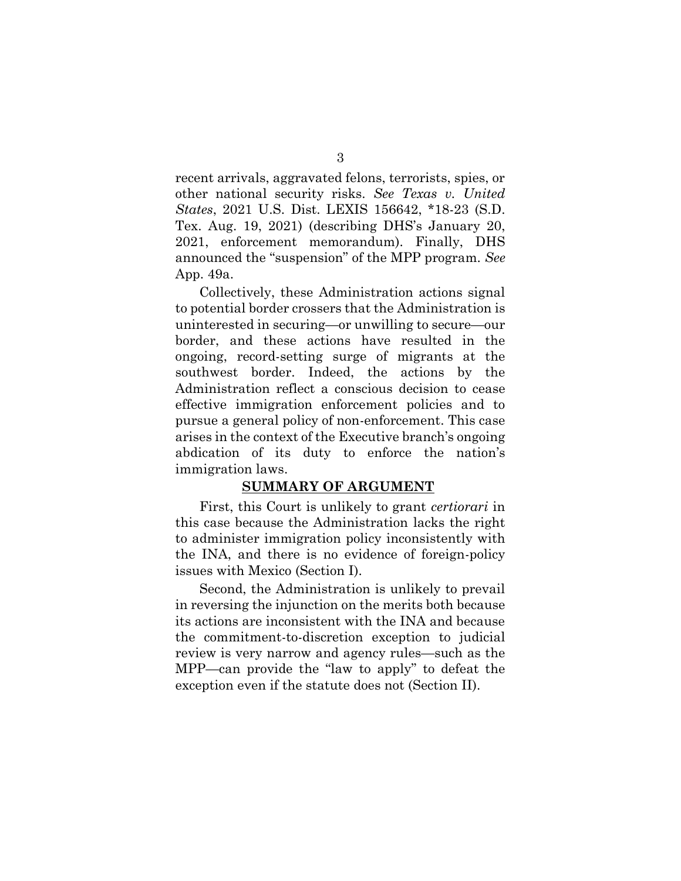recent arrivals, aggravated felons, terrorists, spies, or other national security risks. *See Texas v. United States*, 2021 U.S. Dist. LEXIS 156642, *18-23 (S.D. Tex. Aug. 19, 2021) (describing DHS's January 20, 2021, enforcement memorandum). Finally, DHS announced the "suspension" of the MPP program. *See* App. 49a.

Collectively, these Administration actions signal to potential border crossers that the Administration is uninterested in securing—or unwilling to secure—our border, and these actions have resulted in the ongoing, record-setting surge of migrants at the southwest border. Indeed, the actions by the Administration reflect a conscious decision to cease effective immigration enforcement policies and to pursue a general policy of non-enforcement. This case arises in the context of the Executive branch's ongoing abdication of its duty to enforce the nation's immigration laws.

## SUMMARY OF ARGUMENT

First, this Court is unlikely to grant *certiorari* in this case because the Administration lacks the right to administer immigration policy inconsistently with the INA, and there is no evidence of foreign-policy issues with Mexico (Section I).

Second, the Administration is unlikely to prevail in reversing the injunction on the merits both because its actions are inconsistent with the INA and because the commitment-to-discretion exception to judicial review is very narrow and agency rules—such as the MPP—can provide the "law to apply" to defeat the exception even if the statute does not (Section II).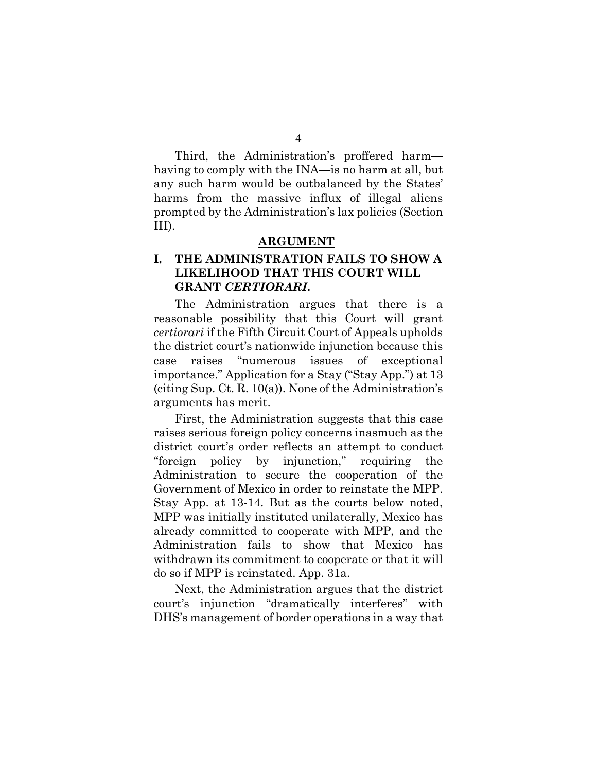Third, the Administration's proffered harm—having to comply with the INA—is no harm at all, but any such harm would be outbalanced by the States' harms from the massive influx of illegal aliens prompted by the Administration's lax policies (Section III).

## ARGUMENT

### I. THE ADMINISTRATION FAILS TO SHOW A LIKELIHOOD THAT THIS COURT WILL GRANT *CERTIORARI*.

The Administration argues that there is a reasonable possibility that this Court will grant *certiorari* if the Fifth Circuit Court of Appeals upholds the district court's nationwide injunction because this case raises "numerous issues of exceptional importance." Application for a Stay ("Stay App.") at 13 (citing Sup. Ct. R. 10(a)). None of the Administration's arguments has merit.

First, the Administration suggests that this case raises serious foreign policy concerns inasmuch as the district court's order reflects an attempt to conduct "foreign policy by injunction," requiring the Administration to secure the cooperation of the Government of Mexico in order to reinstate the MPP. Stay App. at 13-14. But as the courts below noted, MPP was initially instituted unilaterally, Mexico has already committed to cooperate with MPP, and the Administration fails to show that Mexico has withdrawn its commitment to cooperate or that it will do so if MPP is reinstated. App. 31a.

Next, the Administration argues that the district court's injunction "dramatically interferes" with DHS's management of border operations in a way that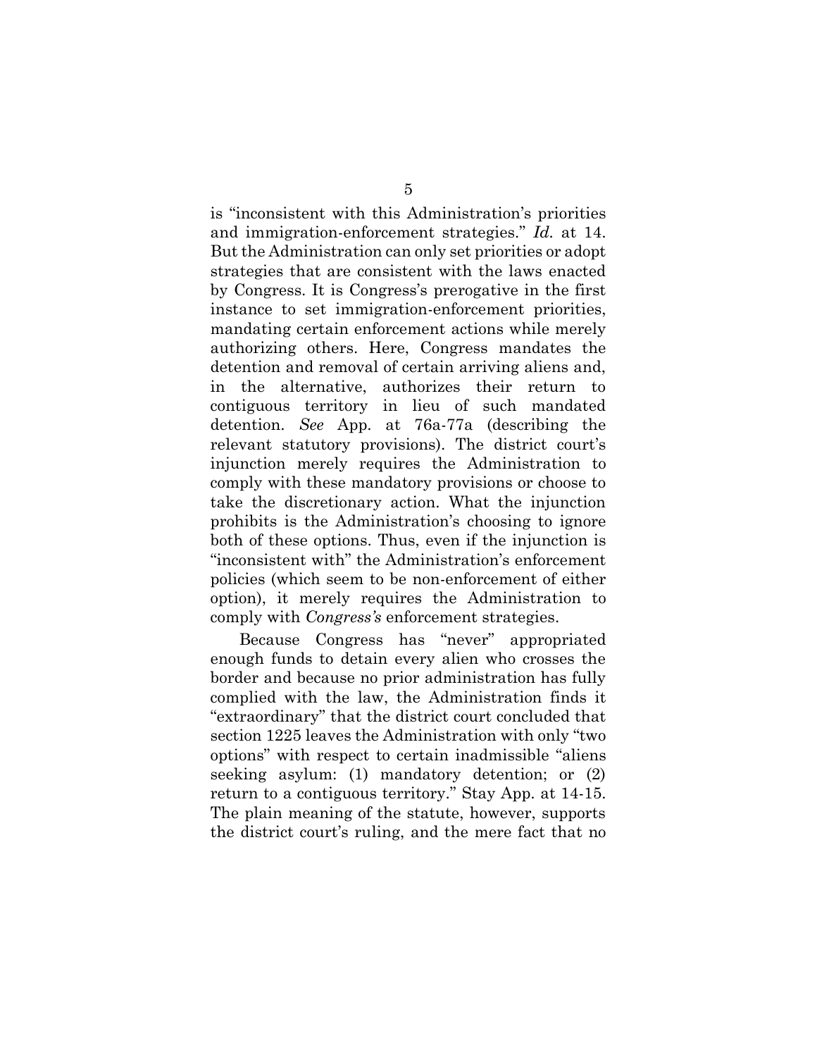is "inconsistent with this Administration's priorities and immigration-enforcement strategies." *Id.* at 14. But the Administration can only set priorities or adopt strategies that are consistent with the laws enacted by Congress. It is Congress's prerogative in the first instance to set immigration-enforcement priorities, mandating certain enforcement actions while merely authorizing others. Here, Congress mandates the detention and removal of certain arriving aliens and, in the alternative, authorizes their return to contiguous territory in lieu of such mandated detention. *See* App. at 76a-77a (describing the relevant statutory provisions). The district court's injunction merely requires the Administration to comply with these mandatory provisions or choose to take the discretionary action. What the injunction prohibits is the Administration's choosing to ignore both of these options. Thus, even if the injunction is "inconsistent with" the Administration's enforcement policies (which seem to be non-enforcement of either option), it merely requires the Administration to comply with *Congress's* enforcement strategies.

Because Congress has "never" appropriated enough funds to detain every alien who crosses the border and because no prior administration has fully complied with the law, the Administration finds it "extraordinary" that the district court concluded that section 1225 leaves the Administration with only "two options" with respect to certain inadmissible "aliens seeking asylum: (1) mandatory detention; or (2) return to a contiguous territory." Stay App. at 14-15. The plain meaning of the statute, however, supports the district court's ruling, and the mere fact that no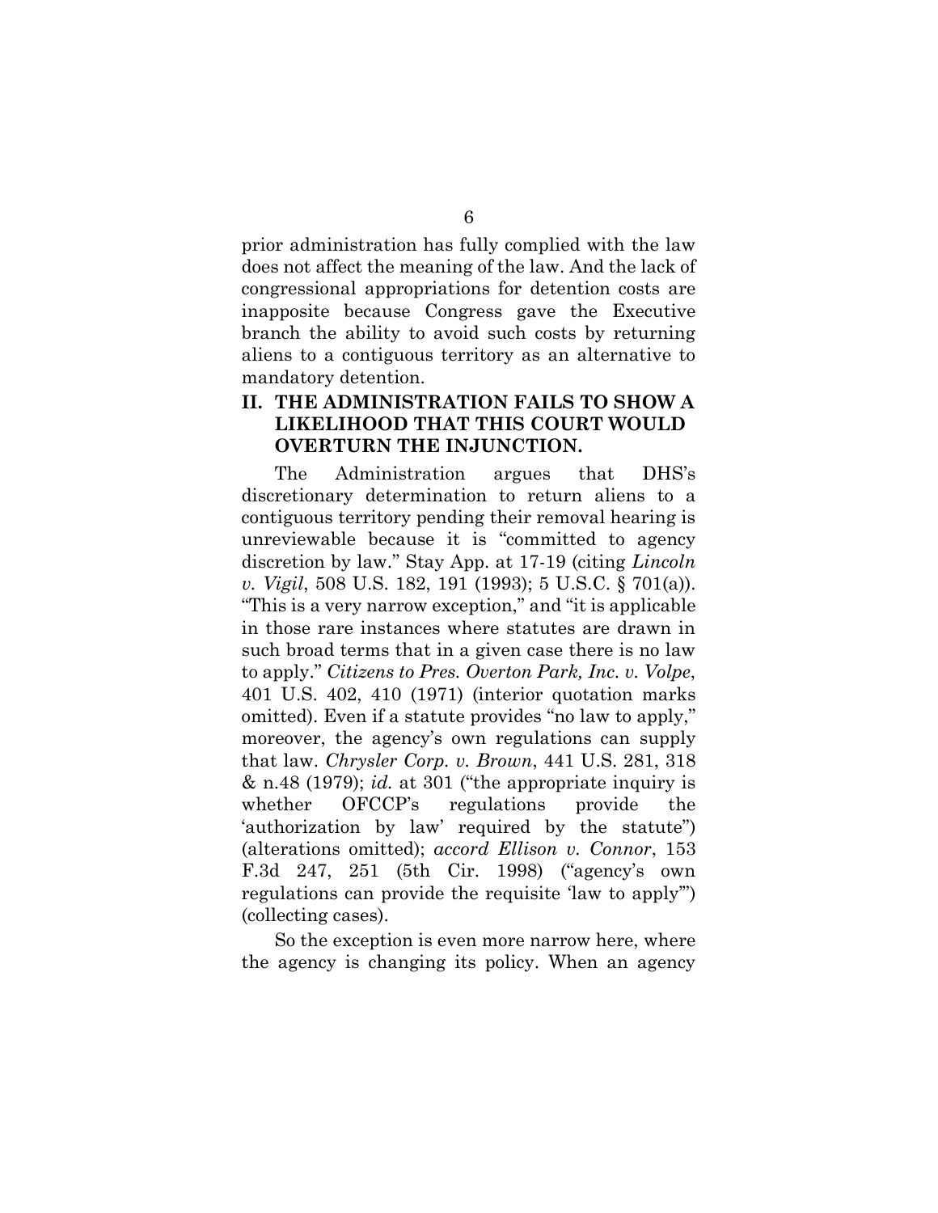prior administration has fully complied with the law does not affect the meaning of the law. And the lack of congressional appropriations for detention costs are inapposite because Congress gave the Executive branch the ability to avoid such costs by returning aliens to a contiguous territory as an alternative to mandatory detention.

## II. THE ADMINISTRATION FAILS TO SHOW A LIKELIHOOD THAT THIS COURT WOULD OVERTURN THE INJUNCTION.

The Administration argues that DHS's discretionary determination to return aliens to a contiguous territory pending their removal hearing is unreviewable because it is "committed to agency discretion by law." Stay App. at 17-19 (citing *Lincoln v. Vigil*, 508 U.S. 182, 191 (1993); 5 U.S.C. § 701(a)). "This is a very narrow exception," and "it is applicable in those rare instances where statutes are drawn in such broad terms that in a given case there is no law to apply." *Citizens to Pres. Overton Park, Inc. v. Volpe*, 401 U.S. 402, 410 (1971) (interior quotation marks omitted). Even if a statute provides "no law to apply," moreover, the agency's own regulations can supply that law. *Chrysler Corp. v. Brown*, 441 U.S. 281, 318 & n.48 (1979); *id.* at 301 ("the appropriate inquiry is whether OFCCP's regulations provide the 'authorization by law' required by the statute") (alterations omitted); *accord Ellison v. Connor*, 153 F.3d 247, 251 (5th Cir. 1998) ("agency's own regulations can provide the requisite 'law to apply'") (collecting cases).

So the exception is even more narrow here, where the agency is changing its policy. When an agency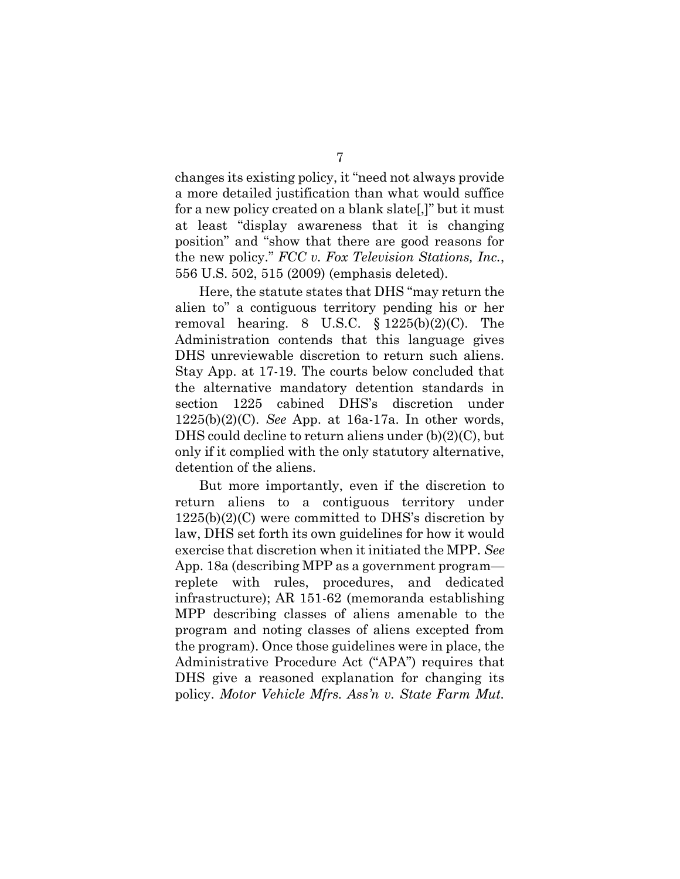changes its existing policy, it "need not always provide a more detailed justification than what would suffice for a new policy created on a blank slate[,]" but it must at least "display awareness that it is changing position" and "show that there are good reasons for the new policy." *FCC v. Fox Television Stations, Inc.*, 556 U.S. 502, 515 (2009) (emphasis deleted).

Here, the statute states that DHS "may return the alien to" a contiguous territory pending his or her removal hearing. 8 U.S.C. § 1225(b)(2)(C). The Administration contends that this language gives DHS unreviewable discretion to return such aliens. Stay App. at 17-19. The courts below concluded that the alternative mandatory detention standards in section 1225 cabined DHS's discretion under 1225(b)(2)(C). *See* App. at 16a-17a. In other words, DHS could decline to return aliens under (b)(2)(C), but only if it complied with the only statutory alternative, detention of the aliens.

But more importantly, even if the discretion to return aliens to a contiguous territory under 1225(b)(2)(C) were committed to DHS's discretion by law, DHS set forth its own guidelines for how it would exercise that discretion when it initiated the MPP. *See* App. 18a (describing MPP as a government program—replete with rules, procedures, and dedicated infrastructure); AR 151-62 (memoranda establishing MPP describing classes of aliens amenable to the program and noting classes of aliens excepted from the program). Once those guidelines were in place, the Administrative Procedure Act ("APA") requires that DHS give a reasoned explanation for changing its policy. *Motor Vehicle Mfrs. Ass'n v. State Farm Mut.*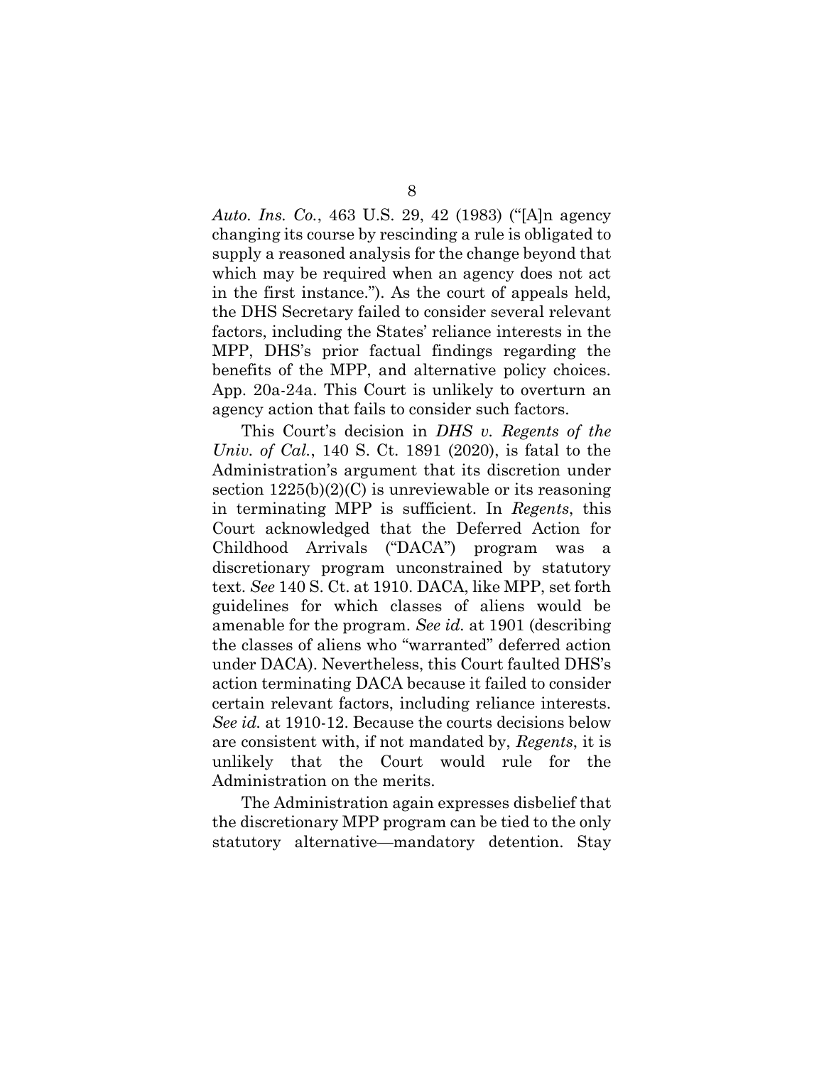*Auto. Ins. Co.*, 463 U.S. 29, 42 (1983) ("[A]n agency changing its course by rescinding a rule is obligated to supply a reasoned analysis for the change beyond that which may be required when an agency does not act in the first instance."). As the court of appeals held, the DHS Secretary failed to consider several relevant factors, including the States' reliance interests in the MPP, DHS's prior factual findings regarding the benefits of the MPP, and alternative policy choices. App. 20a-24a. This Court is unlikely to overturn an agency action that fails to consider such factors.

This Court's decision in *DHS v. Regents of the Univ. of Cal.*, 140 S. Ct. 1891 (2020), is fatal to the Administration's argument that its discretion under section 1225(b)(2)(C) is unreviewable or its reasoning in terminating MPP is sufficient. In *Regents*, this Court acknowledged that the Deferred Action for Childhood Arrivals ("DACA") program was a discretionary program unconstrained by statutory text. *See* 140 S. Ct. at 1910. DACA, like MPP, set forth guidelines for which classes of aliens would be amenable for the program. *See id.* at 1901 (describing the classes of aliens who "warranted" deferred action under DACA). Nevertheless, this Court faulted DHS's action terminating DACA because it failed to consider certain relevant factors, including reliance interests. *See id.* at 1910-12. Because the courts decisions below are consistent with, if not mandated by, *Regents*, it is unlikely that the Court would rule for the Administration on the merits.

The Administration again expresses disbelief that the discretionary MPP program can be tied to the only statutory alternative—mandatory detention. Stay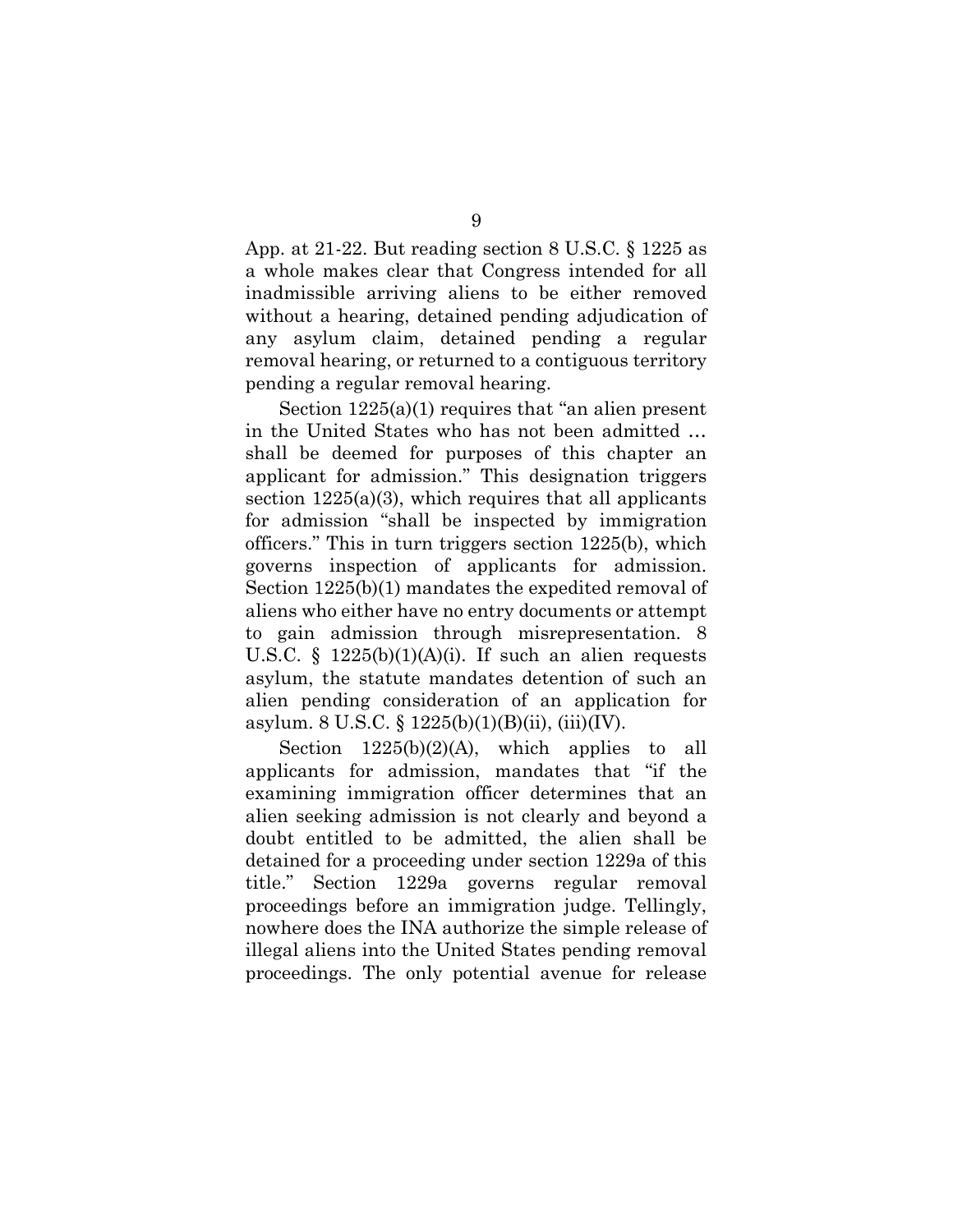App. at 21-22. But reading section 8 U.S.C. § 1225 as a whole makes clear that Congress intended for all inadmissible arriving aliens to be either removed without a hearing, detained pending adjudication of any asylum claim, detained pending a regular removal hearing, or returned to a contiguous territory pending a regular removal hearing.

Section 1225(a)(1) requires that "an alien present in the United States who has not been admitted … shall be deemed for purposes of this chapter an applicant for admission." This designation triggers section 1225(a)(3), which requires that all applicants for admission "shall be inspected by immigration officers." This in turn triggers section 1225(b), which governs inspection of applicants for admission. Section 1225(b)(1) mandates the expedited removal of aliens who either have no entry documents or attempt to gain admission through misrepresentation. 8 U.S.C. § 1225(b)(1)(A)(i). If such an alien requests asylum, the statute mandates detention of such an alien pending consideration of an application for asylum. 8 U.S.C. § 1225(b)(1)(B)(ii), (iii)(IV).

Section 1225(b)(2)(A), which applies to all applicants for admission, mandates that "if the examining immigration officer determines that an alien seeking admission is not clearly and beyond a doubt entitled to be admitted, the alien shall be detained for a proceeding under section 1229a of this title." Section 1229a governs regular removal proceedings before an immigration judge. Tellingly, nowhere does the INA authorize the simple release of illegal aliens into the United States pending removal proceedings. The only potential avenue for release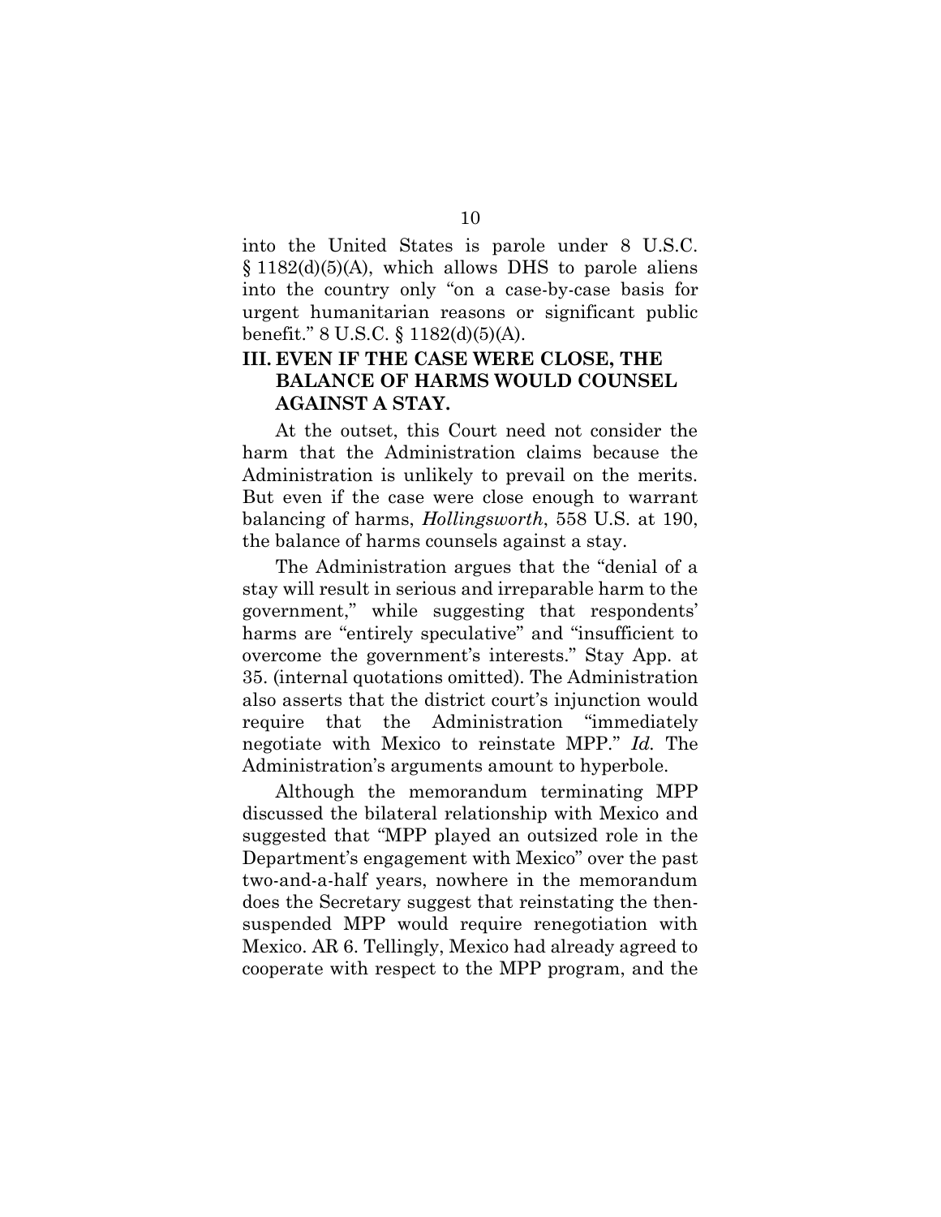into the United States is parole under 8 U.S.C. § 1182(d)(5)(A), which allows DHS to parole aliens into the country only "on a case-by-case basis for urgent humanitarian reasons or significant public benefit." 8 U.S.C. § 1182(d)(5)(A).

## III. EVEN IF THE CASE WERE CLOSE, THE BALANCE OF HARMS WOULD COUNSEL AGAINST A STAY.

At the outset, this Court need not consider the harm that the Administration claims because the Administration is unlikely to prevail on the merits. But even if the case were close enough to warrant balancing of harms, *Hollingsworth*, 558 U.S. at 190, the balance of harms counsels against a stay.

The Administration argues that the "denial of a stay will result in serious and irreparable harm to the government," while suggesting that respondents' harms are "entirely speculative" and "insufficient to overcome the government's interests." Stay App. at 35. (internal quotations omitted). The Administration also asserts that the district court's injunction would require that the Administration "immediately negotiate with Mexico to reinstate MPP." *Id.* The Administration's arguments amount to hyperbole.

Although the memorandum terminating MPP discussed the bilateral relationship with Mexico and suggested that "MPP played an outsized role in the Department's engagement with Mexico" over the past two-and-a-half years, nowhere in the memorandum does the Secretary suggest that reinstating the then-suspended MPP would require renegotiation with Mexico. AR 6. Tellingly, Mexico had already agreed to cooperate with respect to the MPP program, and the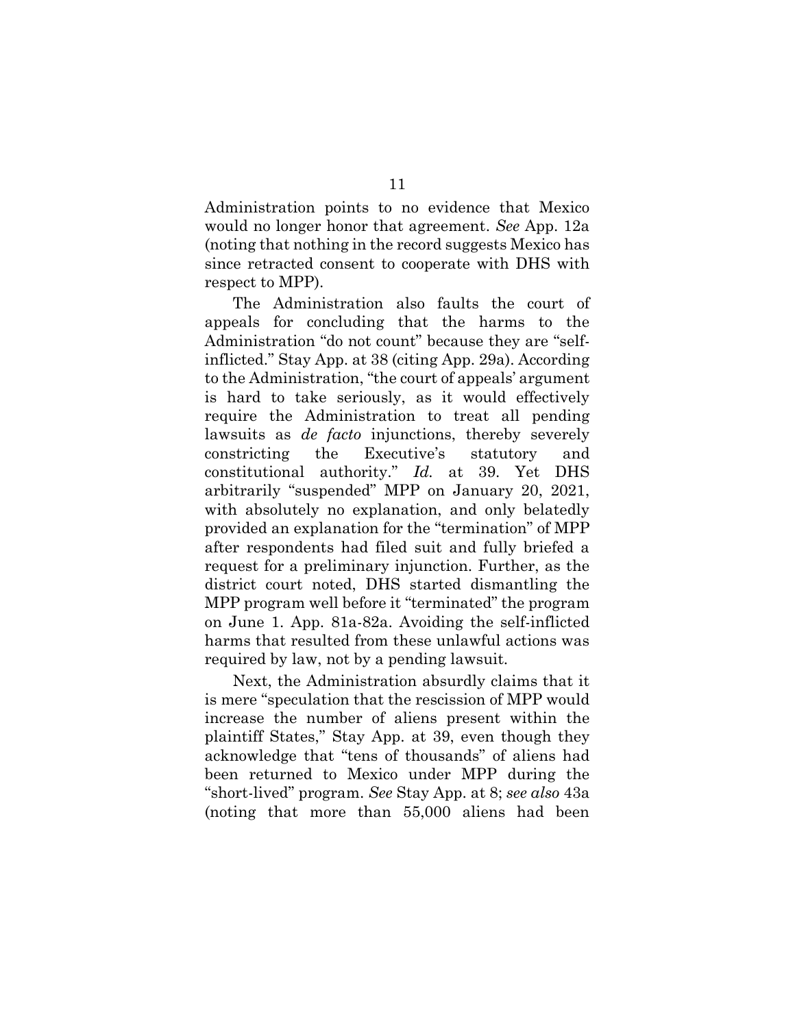Administration points to no evidence that Mexico would no longer honor that agreement. *See* App. 12a (noting that nothing in the record suggests Mexico has since retracted consent to cooperate with DHS with respect to MPP).

The Administration also faults the court of appeals for concluding that the harms to the Administration "do not count" because they are "self-inflicted." Stay App. at 38 (citing App. 29a). According to the Administration, "the court of appeals' argument is hard to take seriously, as it would effectively require the Administration to treat all pending lawsuits as *de facto* injunctions, thereby severely constricting the Executive's statutory and constitutional authority." *Id.* at 39. Yet DHS arbitrarily "suspended" MPP on January 20, 2021, with absolutely no explanation, and only belatedly provided an explanation for the "termination" of MPP after respondents had filed suit and fully briefed a request for a preliminary injunction. Further, as the district court noted, DHS started dismantling the MPP program well before it "terminated" the program on June 1. App. 81a-82a. Avoiding the self-inflicted harms that resulted from these unlawful actions was required by law, not by a pending lawsuit.

Next, the Administration absurdly claims that it is mere "speculation that the rescission of MPP would increase the number of aliens present within the plaintiff States," Stay App. at 39, even though they acknowledge that "tens of thousands" of aliens had been returned to Mexico under MPP during the "short-lived" program. *See* Stay App. at 8; *see also* 43a (noting that more than 55,000 aliens had been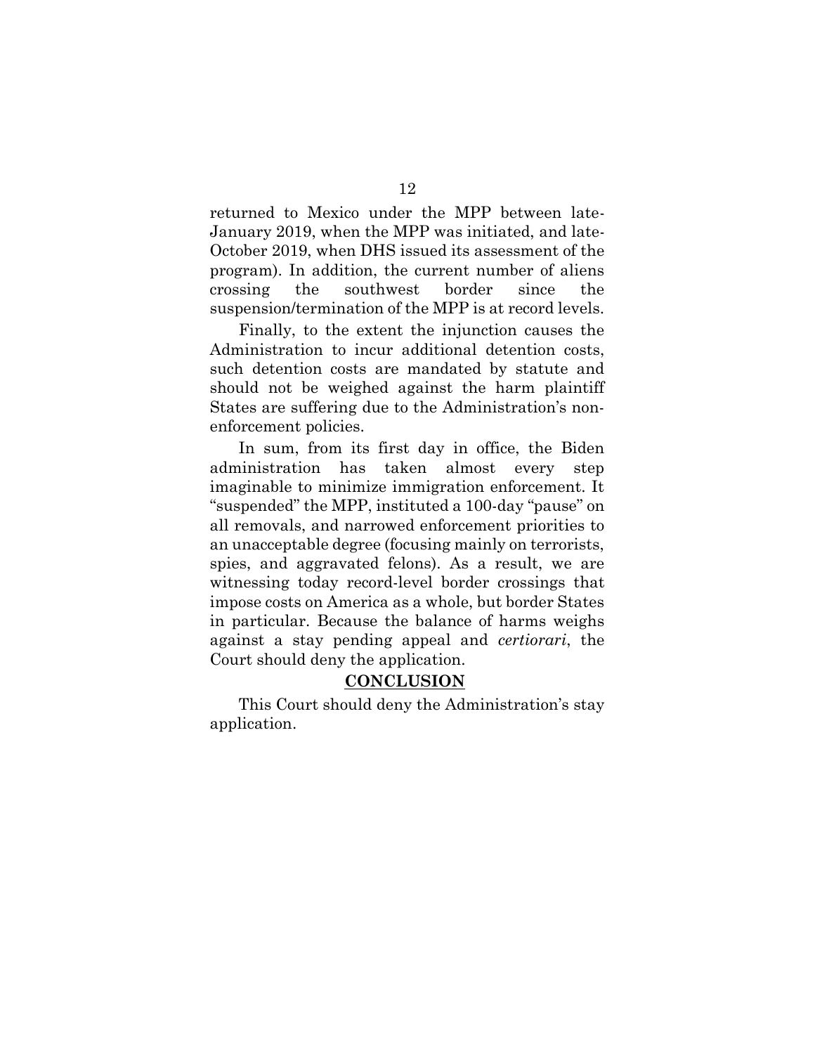returned to Mexico under the MPP between late-January 2019, when the MPP was initiated, and late-October 2019, when DHS issued its assessment of the program). In addition, the current number of aliens crossing the southwest border since the suspension/termination of the MPP is at record levels.

Finally, to the extent the injunction causes the Administration to incur additional detention costs, such detention costs are mandated by statute and should not be weighed against the harm plaintiff States are suffering due to the Administration's non-enforcement policies.

In sum, from its first day in office, the Biden administration has taken almost every step imaginable to minimize immigration enforcement. It "suspended" the MPP, instituted a 100-day "pause" on all removals, and narrowed enforcement priorities to an unacceptable degree (focusing mainly on terrorists, spies, and aggravated felons). As a result, we are witnessing today record-level border crossings that impose costs on America as a whole, but border States in particular. Because the balance of harms weighs against a stay pending appeal and *certiorari*, the Court should deny the application.

## CONCLUSION

This Court should deny the Administration's stay application.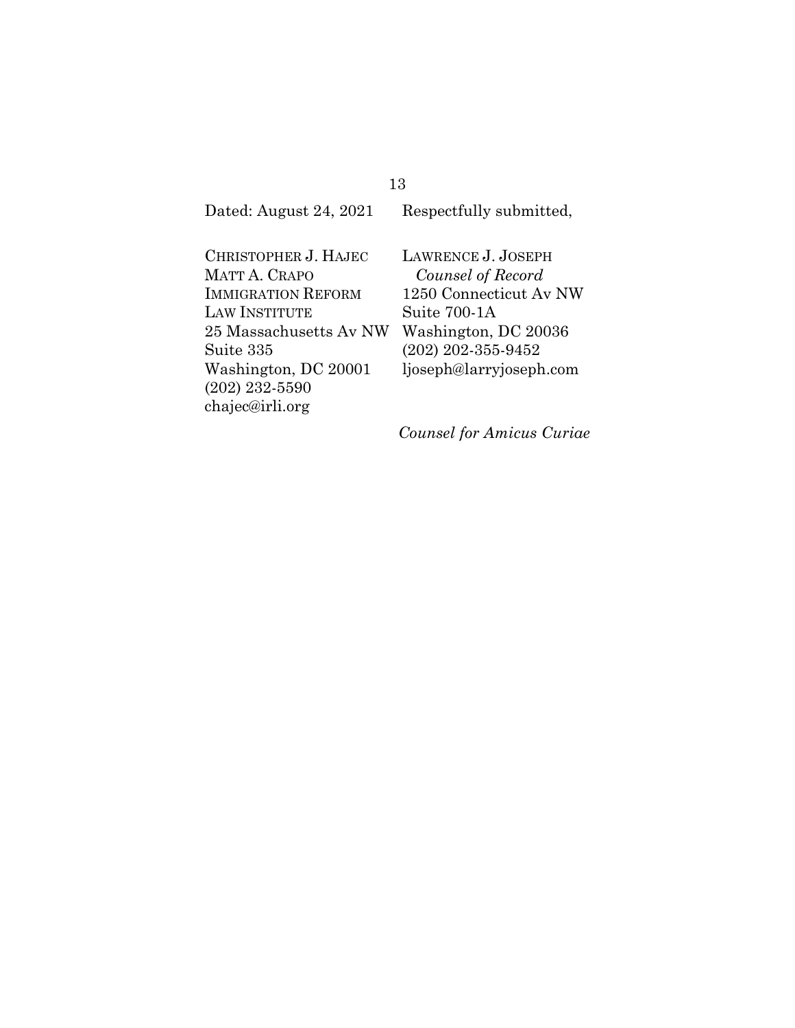Dated: August 24, 2021 Respectfully submitted,

CHRISTOPHER J. HAJEC
MATT A. CRAPO
IMMIGRATION REFORM LAW INSTITUTE
25 Massachusetts Av NW
Suite 335
Washington, DC 20001
(202) 232-5590
chajec@irli.org

LAWRENCE J. JOSEPH
*Counsel of Record*
1250 Connecticut Av NW
Suite 700-1A
Washington, DC 20036
(202) 202-355-9452
ljoseph@larryjoseph.com

*Counsel for Amicus Curiae*